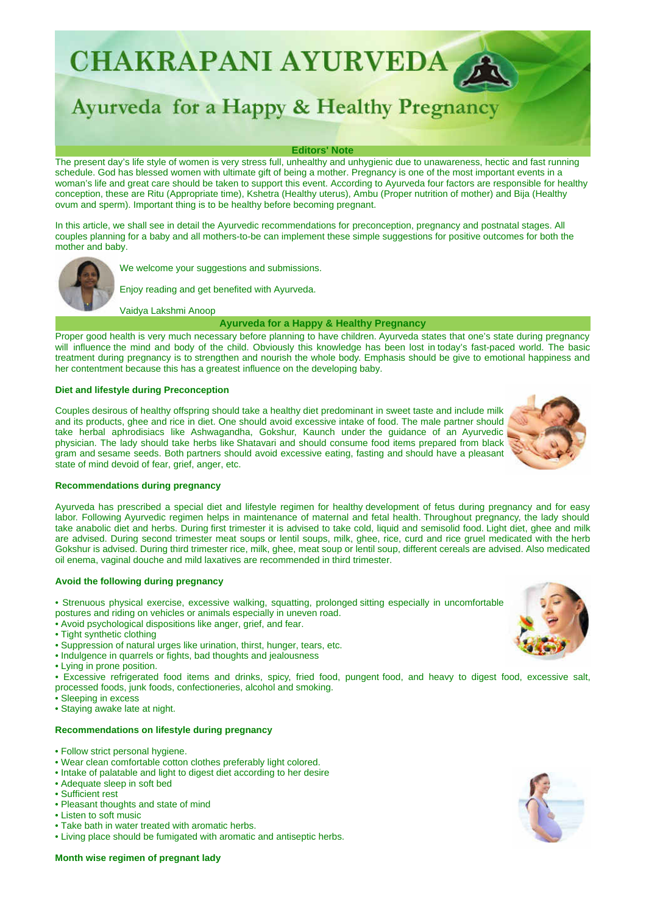# CHAKRAPANI AYURVEDA

## Ayurveda for a Happy & Healthy Pregnancy

### Editors' Note

The present day's life style of women is very stress full, unhealthy and unhygienic due to unawareness, hectic and fast running schedule. God has blessed women with ultimate gift of being a mother. Pregnancy is one of the most important events in a woman's life and great care should be taken to support this event. According to Ayurveda four factors are responsible for healthy conception, these are Ritu (Appropriate time), Kshetra (Healthy uterus), Ambu (Proper nutrition of mother) and Bija (Healthy ovum and sperm). Important thing is to be healthy before becoming pregnant.

In this article, we shall see in detail the Ayurvedic recommendations for preconception, pregnancy and postnatal stages. All couples planning for a baby and all mothers-to-be can implement these simple suggestions for positive outcomes for both the mother and baby.

We welcome your suggestions and submissions.

Enjoy reading and get benefited with Ayurveda.

Vaidya Lakshmi Anoop

### Ayurveda for a Happy & Healthy Pregnancy

Proper good health is very much necessary before planning to have children. Ayurveda states that one's state during pregnancy will influence the mind and body of the child. Obviously this knowledge has been lost in today's fast-paced world. The basic treatment during pregnancy is to strengthen and nourish the whole body. Emphasis should be give to emotional happiness and her contentment because this has a greatest influence on the developing baby.

#### Diet and lifestyle during Preconception

Couples desirous of healthy offspring should take a healthy diet predominant in sweet taste and include milk and its products, ghee and rice in diet. One should avoid excessive intake of food. The male partner should take herbal aphrodisiacs like Ashwagandha, Gokshur, Kaunch under the guidance of an Ayurvedic physician. The lady should take herbs like Shatavari and should consume food items prepared from black gram and sesame seeds. Both partners should avoid excessive eating, fasting and should have a pleasant state of mind devoid of fear, grief, anger, etc.

#### Recommendations during pregnancy

Ayurveda has prescribed a special diet and lifestyle regimen for healthy development of fetus during pregnancy and for easy labor. Following Ayurvedic regimen helps in maintenance of maternal and fetal health. Throughout pregnancy, the lady should take anabolic diet and herbs. During first trimester it is advised to take cold, liquid and semisolid food. Light diet, ghee and milk are advised. During second trimester meat soups or lentil soups, milk, ghee, rice, curd and rice gruel medicated with the herb Gokshur is advised. During third trimester rice, milk, ghee, meat soup or lentil soup, different cereals are advised. Also medicated oil enema, vaginal douche and mild laxatives are recommended in third trimester.

#### Avoid the following during pregnancy

- Strenuous physical exercise, excessive walking, squatting, prolonged sitting especially in uncomfortable postures and riding on vehicles or animals especially in uneven road.
- Avoid psychological dispositions like anger, grief, and fear.
- Tight synthetic clothing
- Suppression of natural urges like urination, thirst, hunger, tears, etc.
- Indulgence in quarrels or fights, bad thoughts and jealousness
- Lying in prone position.
- Excessive refrigerated food items and drinks, spicy, fried food, pungent food, and heavy to digest food, excessive salt, processed foods, junk foods, confectioneries, alcohol and smoking.
- Sleeping in excess
- Staying awake late at night.

#### Recommendations on lifestyle during pregnancy

- Follow strict personal hygiene.
- Wear clean comfortable cotton clothes preferably light colored.
- Intake of palatable and light to digest diet according to her desire
- Adequate sleep in soft bed
- Sufficient rest
- Pleasant thoughts and state of mind
- Listen to soft music
- Take bath in water treated with aromatic herbs.
- Living place should be fumigated with aromatic and antiseptic herbs.

#### Month wise regimen of pregnant lady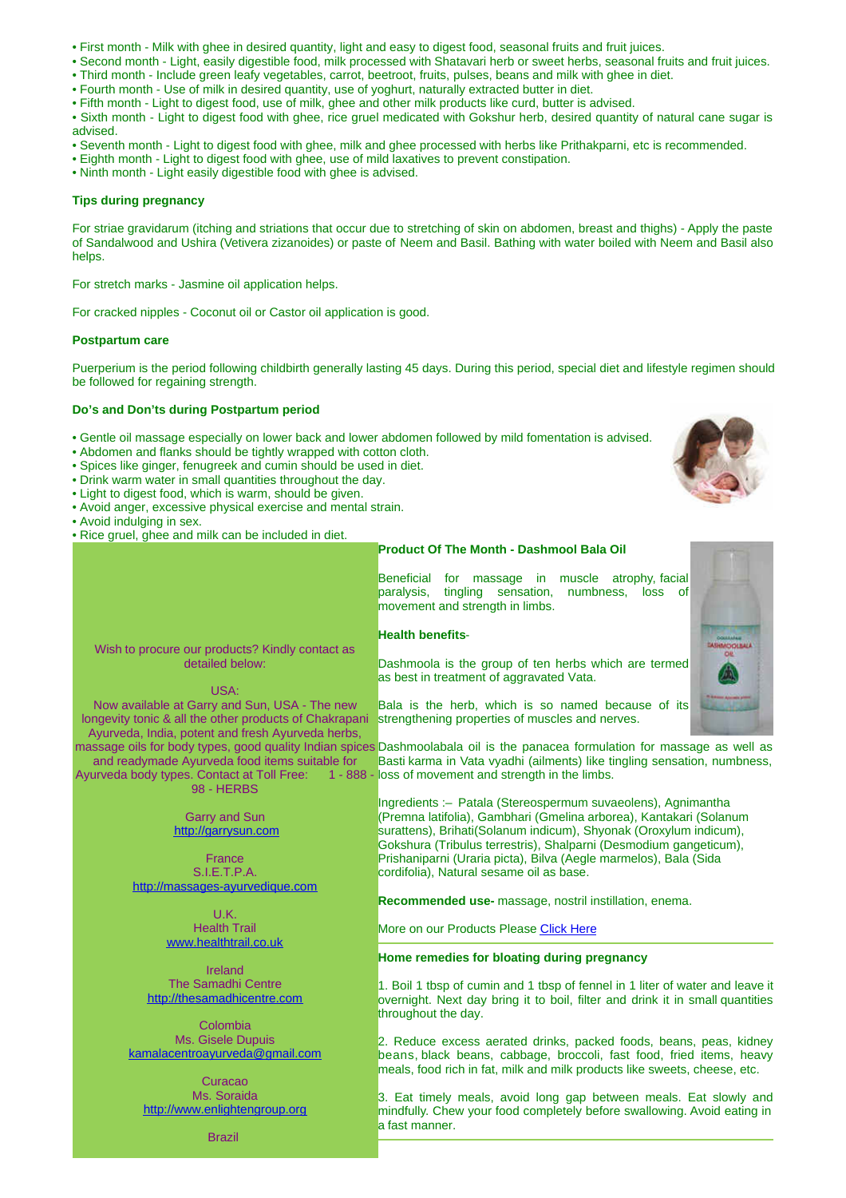- First month - Milk with ghee in desired quantity, light and easy to digest food, seasonal fruits and fruit juices.
- Second month - Light, easily digestible food, milk processed with Shatavari herb or sweet herbs, seasonal fruits and fruit juices.
- Third month - Include green leafy vegetables, carrot, beetroot, fruits, pulses, beans and milk with ghee in diet.
- Fourth month - Use of milk in desired quantity, use of yoghurt, naturally extracted butter in diet.
- Fifth month - Light to digest food, use of milk, ghee and other milk products like curd, butter is advised.
- Sixth month - Light to digest food with ghee, rice gruel medicated with Gokshur herb, desired quantity of natural cane sugar is advised.
- Seventh month - Light to digest food with ghee, milk and ghee processed with herbs like Prithakparni, etc is recommended.
- Eighth month - Light to digest food with ghee, use of mild laxatives to prevent constipation.
- Ninth month - Light easily digestible food with ghee is advised.

**Tips during pregnancy**

For striae gravidarum (itching and striations that occur due to stretching of skin on abdomen, breast and thighs) - Apply the paste of Sandalwood and Ushira (Vetivera zizanoides) or paste of Neem and Basil. Bathing with water boiled with Neem and Basil also helps.

For stretch marks - Jasmine oil application helps.

For cracked nipples - Coconut oil or Castor oil application is good.

**Postpartum care**

Puerperium is the period following childbirth generally lasting 45 days. During this period, special diet and lifestyle regimen should be followed for regaining strength.

**Do's and Don'ts during Postpartum period**

- Gentle oil massage especially on lower back and lower abdomen followed by mild fomentation is advised.
- Abdomen and flanks should be tightly wrapped with cotton cloth.
- Spices like ginger, fenugreek and cumin should be used in diet.
- Drink warm water in small quantities throughout the day.
- Light to digest food, which is warm, should be given.
- Avoid anger, excessive physical exercise and mental strain.
- Avoid indulging in sex.
- Rice gruel, ghee and milk can be included in diet.

**Product Of The Month - Dashmool Bala Oil**

Beneficial for massage in muscle atrophy, facial paralysis, tingling sensation, numbness, loss of movement and strength in limbs.

**Health benefits**-

Dashmoola is the group of ten herbs which are termed as best in treatment of aggravated Vata.

Bala is the herb, which is so named because of its strengthening properties of muscles and nerves.

Dashmoolabala oil is the panacea formulation for massage as well as Basti karma in Vata vyadhi (ailments) like tingling sensation, numbness, loss of movement and strength in the limbs.

Ingredients :– Patala (Stereospermum suvaeolens), Agnimantha (Premna latifolia), Gambhari (Gmelina arborea), Kantakari (Solanum surattens), Brihati(Solanum indicum), Shyonak (Oroxylum indicum), Gokshura (Tribulus terrestris), Shalparni (Desmodium gangeticum), Prishaniparni (Uraria picta), Bilva (Aegle marmelos), Bala (Sida cordifolia), Natural sesame oil as base.

**Recommended use-** massage, nostril instillation, enema.

More on our Products Please Click Here

**Home remedies for bloating during pregnancy**

1. Boil 1 tbsp of cumin and 1 tbsp of fennel in 1 liter of water and leave it overnight. Next day bring it to boil, filter and drink it in small quantities throughout the day.

2. Reduce excess aerated drinks, packed foods, beans, peas, kidney beans, black beans, cabbage, broccoli, fast food, fried items, heavy meals, food rich in fat, milk and milk products like sweets, cheese, etc.

3. Eat timely meals, avoid long gap between meals. Eat slowly and mindfully. Chew your food completely before swallowing. Avoid eating in a fast manner.

Wish to procure our products? Kindly contact as detailed below:

USA:
Now available at Garry and Sun, USA - The new longevity tonic & all the other products of Chakrapani Ayurveda, India, potent and fresh Ayurveda herbs, massage oils for body types, good quality Indian spices and readymade Ayurveda food items suitable for Ayurveda body types. Contact at Toll Free: 1 - 888 - 98 - HERBS

Garry and Sun
http://garrysun.com

France
S.I.E.T.P.A.
http://massages-ayurvedique.com

U.K.
Health Trail
www.healthtrail.co.uk

Ireland
The Samadhi Centre
http://thesamadhicentre.com

Colombia
Ms. Gisele Dupuis
kamalacentroayurveda@gmail.com

Curacao
Ms. Soraida
http://www.enlightengroup.org

Brazil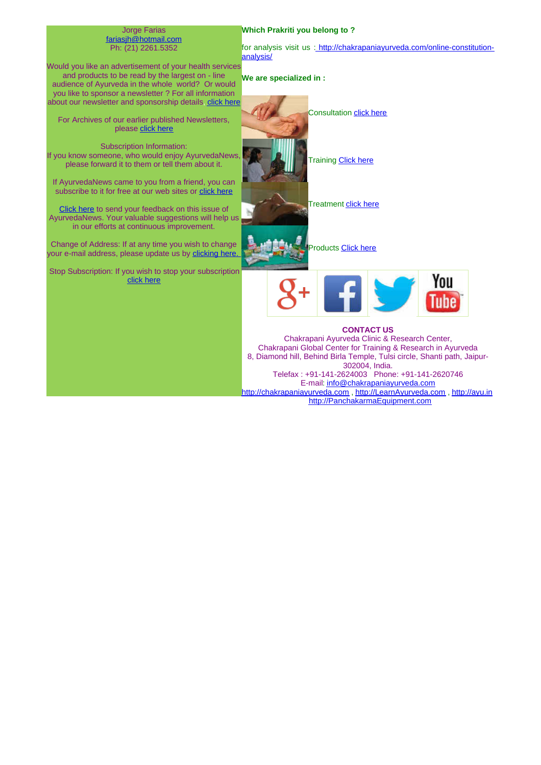Jorge Farias
fariasjh@hotmail.com
Ph: (21) 2261.5352

Would you like an advertisement of your health services and products to be read by the largest on - line audience of Ayurveda in the whole world? Or would you like to sponsor a newsletter ? For all information about our newsletter and sponsorship details click here

For Archives of our earlier published Newsletters, please click here

Subscription Information:
If you know someone, who would enjoy AyurvedaNews, please forward it to them or tell them about it.

If AyurvedaNews came to you from a friend, you can subscribe to it for free at our web sites or click here

Click here to send your feedback on this issue of AyurvedaNews. Your valuable suggestions will help us in our efforts at continuous improvement.

Change of Address: If at any time you wish to change your e-mail address, please update us by clicking here.

Stop Subscription: If you wish to stop your subscription click here

**Which Prakriti you belong to ?**

for analysis visit us : http://chakrapaniayurveda.com/online-constitution-analysis/

**We are specialized in :**

Consultation click here

Training Click here

Treatment click here

Products Click here

**CONTACT US**

Chakrapani Ayurveda Clinic & Research Center,
Chakrapani Global Center for Training & Research in Ayurveda
8, Diamond hill, Behind Birla Temple, Tulsi circle, Shanti path, Jaipur-302004, India.
Telefax : +91-141-2624003 Phone: +91-141-2620746
E-mail: info@chakrapaniayurveda.com
http://chakrapaniayurveda.com , http://LearnAyurveda.com , http://ayu.in
http://PanchakarmaEquipment.com